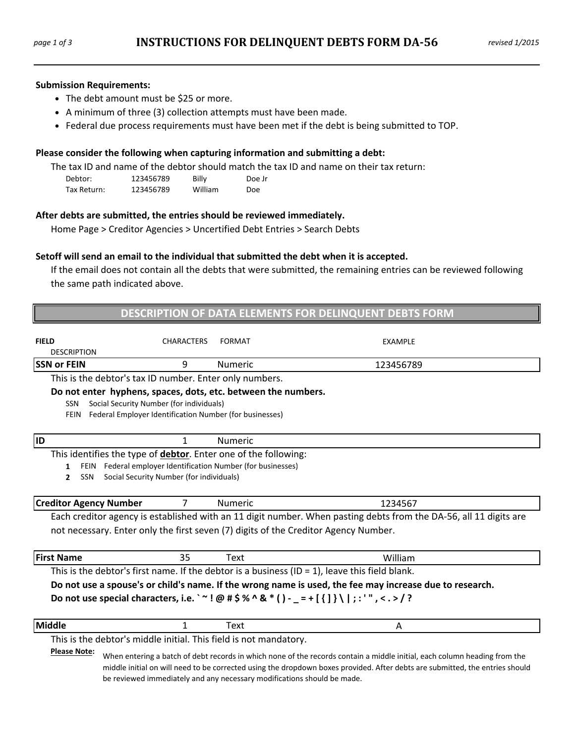# INSTRUCTIONS FOR DELINQUENT DEBTS FORM DA-56

revised 1/2015

**Submission Requirements:**

- The debt amount must be $25 or more.
- A minimum of three (3) collection attempts must have been made.
- Federal due process requirements must have been met if the debt is being submitted to TOP.

**Please consider the following when capturing information and submitting a debt:**

The tax ID and name of the debtor should match the tax ID and name on their tax return:

| | | | |
|---|---|---|---|
| Debtor: | 123456789 | Billy | Doe Jr |
| Tax Return: | 123456789 | William | Doe |

**After debts are submitted, the entries should be reviewed immediately.**

Home Page > Creditor Agencies > Uncertified Debt Entries > Search Debts

**Setoff will send an email to the individual that submitted the debt when it is accepted.**

If the email does not contain all the debts that were submitted, the remaining entries can be reviewed following the same path indicated above.

## DESCRIPTION OF DATA ELEMENTS FOR DELINQUENT DEBTS FORM

| FIELD DESCRIPTION | CHARACTERS | FORMAT | EXAMPLE |
|---|---|---|---|
| **SSN or FEIN** | 9 | Numeric | 123456789 |

This is the debtor's tax ID number. Enter only numbers.

**Do not enter hyphens, spaces, dots, etc. between the numbers.**

- SSN Social Security Number (for individuals)
- FEIN Federal Employer Identification Number (for businesses)

| FIELD | CHARACTERS | FORMAT | EXAMPLE |
|---|---|---|---|
| **ID** | 1 | Numeric | |

This identifies the type of **debtor**. Enter one of the following:

- **1** FEIN Federal employer Identification Number (for businesses)
- **2** SSN Social Security Number (for individuals)

| FIELD | CHARACTERS | FORMAT | EXAMPLE |
|---|---|---|---|
| **Creditor Agency Number** | 7 | Numeric | 1234567 |

Each creditor agency is established with an 11 digit number. When pasting debts from the DA-56, all 11 digits are not necessary. Enter only the first seven (7) digits of the Creditor Agency Number.

| FIELD | CHARACTERS | FORMAT | EXAMPLE |
|---|---|---|---|
| **First Name** | 35 | Text | William |

This is the debtor's first name. If the debtor is a business (ID = 1), leave this field blank.

**Do not use a spouse's or child's name. If the wrong name is used, the fee may increase due to research.**

**Do not use special characters, i.e. ` ~ ! @ # $ % ^ & * ( ) - _ = + [ { ] } \ | ; : ' " , < . > / ?**

| FIELD | CHARACTERS | FORMAT | EXAMPLE |
|---|---|---|---|
| **Middle** | 1 | Text | A |

This is the debtor's middle initial. This field is not mandatory.

**Please Note:** When entering a batch of debt records in which none of the records contain a middle initial, each column heading from the middle initial on will need to be corrected using the dropdown boxes provided. After debts are submitted, the entries should be reviewed immediately and any necessary modifications should be made.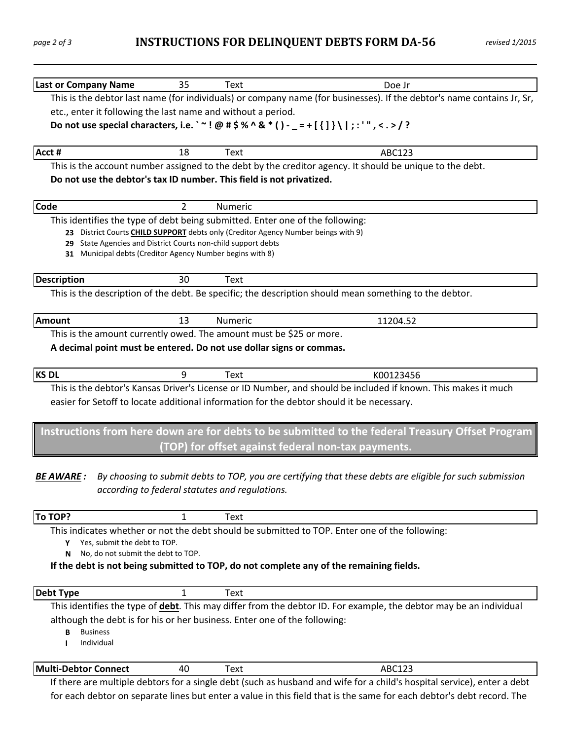| Last or Company Name | 35 | Text | Doe Jr |
|---|---|---|---|

This is the debtor last name (for individuals) or company name (for businesses). If the debtor's name contains Jr, Sr, etc., enter it following the last name and without a period.

**Do not use special characters, i.e. ` ~ ! @ # $ % ^ & * ( ) - _ = + [ { ] } \ | ; : ' " , < . > / ?**

| Acct # | 18 | Text | ABC123 |
|---|---|---|---|

This is the account number assigned to the debt by the creditor agency. It should be unique to the debt.

**Do not use the debtor's tax ID number. This field is not privatized.**

| Code | 2 | Numeric | |
|---|---|---|---|

This identifies the type of debt being submitted. Enter one of the following:

- **23** District Courts **CHILD SUPPORT** debts only (Creditor Agency Number beings with 9)
- **29** State Agencies and District Courts non-child support debts
- **31** Municipal debts (Creditor Agency Number begins with 8)

| Description | 30 | Text | |
|---|---|---|---|

This is the description of the debt. Be specific; the description should mean something to the debtor.

| Amount | 13 | Numeric | 11204.52 |
|---|---|---|---|

This is the amount currently owed. The amount must be $25 or more.

**A decimal point must be entered. Do not use dollar signs or commas.**

| KS DL | 9 | Text | K00123456 |
|---|---|---|---|

This is the debtor's Kansas Driver's License or ID Number, and should be included if known. This makes it much easier for Setoff to locate additional information for the debtor should it be necessary.

## Instructions from here down are for debts to be submitted to the federal Treasury Offset Program (TOP) for offset against federal non-tax payments.

***BE AWARE :*** *By choosing to submit debts to TOP, you are certifying that these debts are eligible for such submission according to federal statutes and regulations.*

| To TOP? | 1 | Text | |
|---|---|---|---|

This indicates whether or not the debt should be submitted to TOP. Enter one of the following:

- **Y** Yes, submit the debt to TOP.
- **N** No, do not submit the debt to TOP.

**If the debt is not being submitted to TOP, do not complete any of the remaining fields.**

| Debt Type | 1 | Text | |
|---|---|---|---|

This identifies the type of **debt**. This may differ from the debtor ID. For example, the debtor may be an individual although the debt is for his or her business. Enter one of the following:

- **B** Business
- **I** Individual

| Multi-Debtor Connect | 40 | Text | ABC123 |
|---|---|---|---|

If there are multiple debtors for a single debt (such as husband and wife for a child's hospital service), enter a debt for each debtor on separate lines but enter a value in this field that is the same for each debtor's debt record. The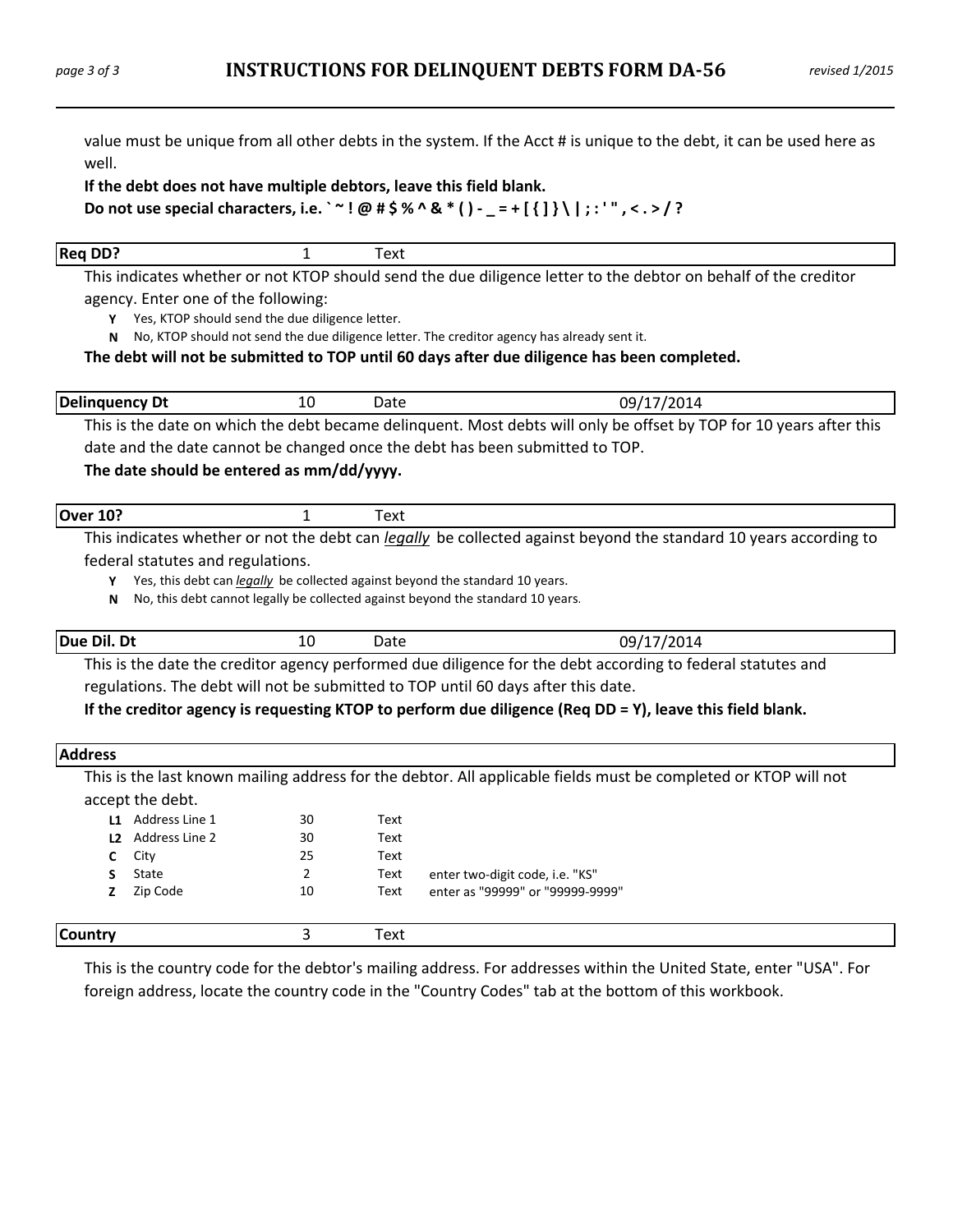value must be unique from all other debts in the system. If the Acct # is unique to the debt, it can be used here as well.

**If the debt does not have multiple debtors, leave this field blank.**

**Do not use special characters, i.e. ` ~ ! @ # $ % ^ & * ( ) - _ = + [ { ] } \ | ; : ' " , < . > / ?**

| | | | |
|---|---|---|---|
| **Req DD?** | 1 | Text | |

This indicates whether or not KTOP should send the due diligence letter to the debtor on behalf of the creditor agency. Enter one of the following:

- **Y** Yes, KTOP should send the due diligence letter.
- **N** No, KTOP should not send the due diligence letter. The creditor agency has already sent it.

**The debt will not be submitted to TOP until 60 days after due diligence has been completed.**

| | | | |
|---|---|---|---|
| **Delinquency Dt** | 10 | Date | 09/17/2014 |

This is the date on which the debt became delinquent. Most debts will only be offset by TOP for 10 years after this date and the date cannot be changed once the debt has been submitted to TOP.

**The date should be entered as mm/dd/yyyy.**

| | | | |
|---|---|---|---|
| **Over 10?** | 1 | Text | |

This indicates whether or not the debt can ***legally*** be collected against beyond the standard 10 years according to federal statutes and regulations.

- **Y** Yes, this debt can ***legally*** be collected against beyond the standard 10 years.
- **N** No, this debt cannot legally be collected against beyond the standard 10 years.

| | | | |
|---|---|---|---|
| **Due Dil. Dt** | 10 | Date | 09/17/2014 |

This is the date the creditor agency performed due diligence for the debt according to federal statutes and regulations. The debt will not be submitted to TOP until 60 days after this date.

**If the creditor agency is requesting KTOP to perform due diligence (Req DD = Y), leave this field blank.**

**Address**

This is the last known mailing address for the debtor. All applicable fields must be completed or KTOP will not accept the debt.

| | | | | |
|---|---|---|---|---|
| **L1** | Address Line 1 | 30 | Text | |
| **L2** | Address Line 2 | 30 | Text | |
| **C** | City | 25 | Text | |
| **S** | State | 2 | Text | enter two-digit code, i.e. "KS" |
| **Z** | Zip Code | 10 | Text | enter as "99999" or "99999-9999" |

| | | | |
|---|---|---|---|
| **Country** | 3 | Text | |

This is the country code for the debtor's mailing address. For addresses within the United State, enter "USA". For foreign address, locate the country code in the "Country Codes" tab at the bottom of this workbook.